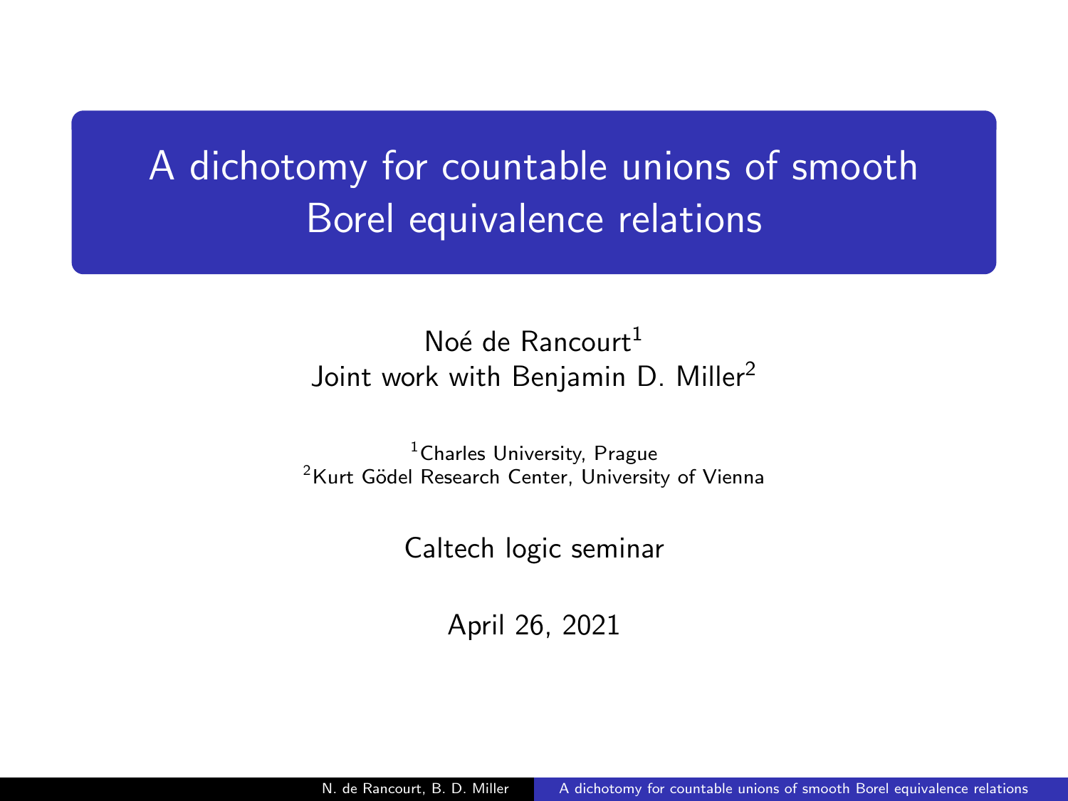# A dichotomy for countable unions of smooth Borel equivalence relations

Noé de Rancourt[1]
Joint work with Benjamin D. Miller[2]

[1] Charles University, Prague
[2] Kurt Gödel Research Center, University of Vienna

Caltech logic seminar

April 26, 2021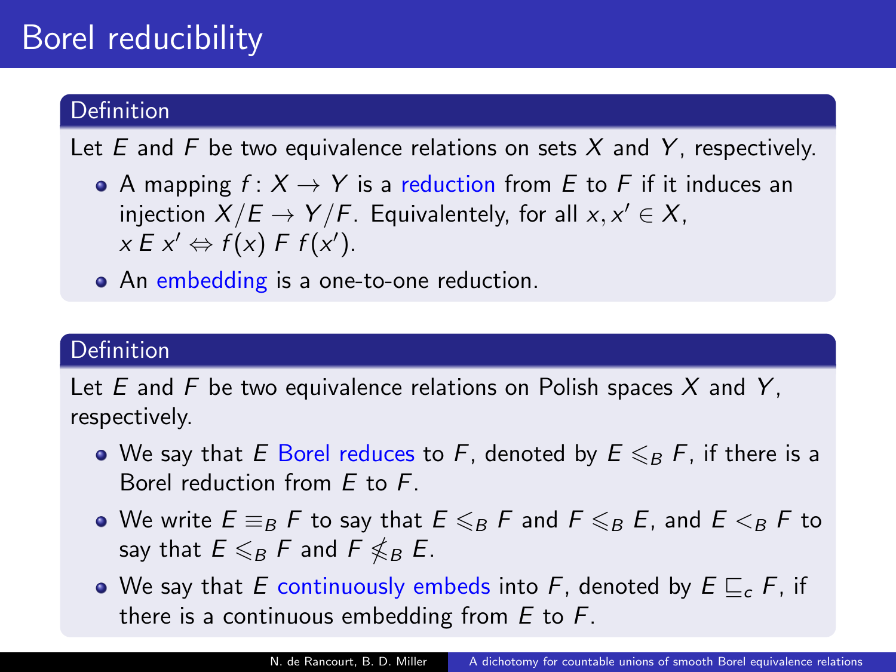# Borel reducibility

**Definition**

Let $E$ and $F$ be two equivalence relations on sets $X$ and $Y$, respectively.

- A mapping $f\colon X \to Y$ is a reduction from $E$ to $F$ if it induces an injection $X/E \to Y/F$. Equivalentely, for all $x, x' \in X$, $x \mathrel{E} x' \Leftrightarrow f(x) \mathrel{F} f(x')$.
- An embedding is a one-to-one reduction.

**Definition**

Let $E$ and $F$ be two equivalence relations on Polish spaces $X$ and $Y$, respectively.

- We say that $E$ Borel reduces to $F$, denoted by $E \leqslant_B F$, if there is a Borel reduction from $E$ to $F$.
- We write $E \equiv_B F$ to say that $E \leqslant_B F$ and $F \leqslant_B E$, and $E <_B F$ to say that $E \leqslant_B F$ and $F \nleqslant_B E$.
- We say that $E$ continuously embeds into $F$, denoted by $E \sqsubseteq_c F$, if there is a continuous embedding from $E$ to $F$.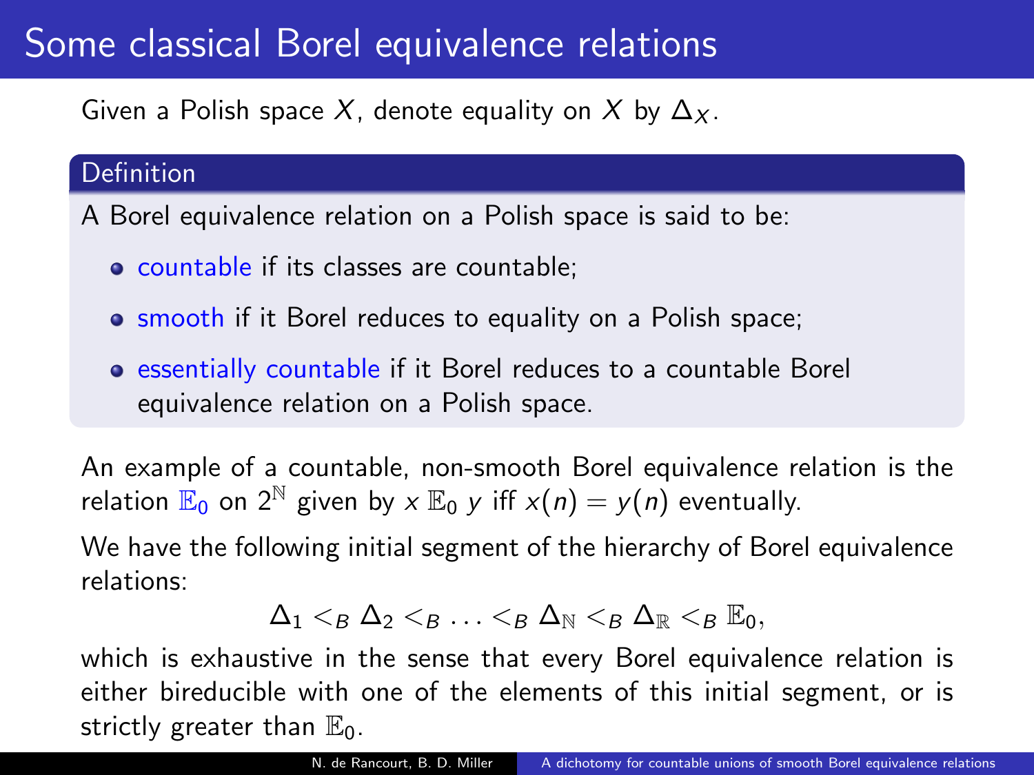# Some classical Borel equivalence relations

Given a Polish space $X$, denote equality on $X$ by $\Delta_X$.

**Definition**

A Borel equivalence relation on a Polish space is said to be:

- countable if its classes are countable;
- smooth if it Borel reduces to equality on a Polish space;
- essentially countable if it Borel reduces to a countable Borel equivalence relation on a Polish space.

An example of a countable, non-smooth Borel equivalence relation is the relation $\mathbb{E}_0$ on $2^{\mathbb{N}}$ given by $x \mathbb{E}_0 y$ iff $x(n) = y(n)$ eventually.

We have the following initial segment of the hierarchy of Borel equivalence relations:

$$\Delta_1 <_B \Delta_2 <_B \ldots <_B \Delta_{\mathbb{N}} <_B \Delta_{\mathbb{R}} <_B \mathbb{E}_0,$$

which is exhaustive in the sense that every Borel equivalence relation is either bireducible with one of the elements of this initial segment, or is strictly greater than $\mathbb{E}_0$.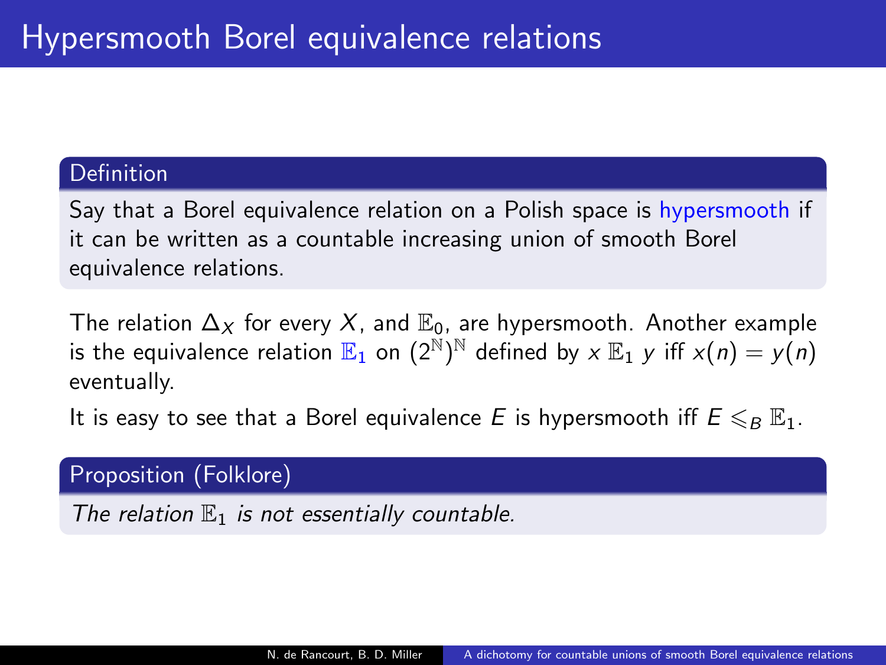# Hypersmooth Borel equivalence relations

**Definition**

Say that a Borel equivalence relation on a Polish space is hypersmooth if it can be written as a countable increasing union of smooth Borel equivalence relations.

The relation $\Delta_X$ for every $X$, and $\mathbb{E}_0$, are hypersmooth. Another example is the equivalence relation $\mathbb{E}_1$ on $(2^{\mathbb{N}})^{\mathbb{N}}$ defined by $x \mathbb{E}_1 y$ iff $x(n) = y(n)$ eventually.

It is easy to see that a Borel equivalence $E$ is hypersmooth iff $E \leqslant_B \mathbb{E}_1$.

**Proposition (Folklore)**

*The relation $\mathbb{E}_1$ is not essentially countable.*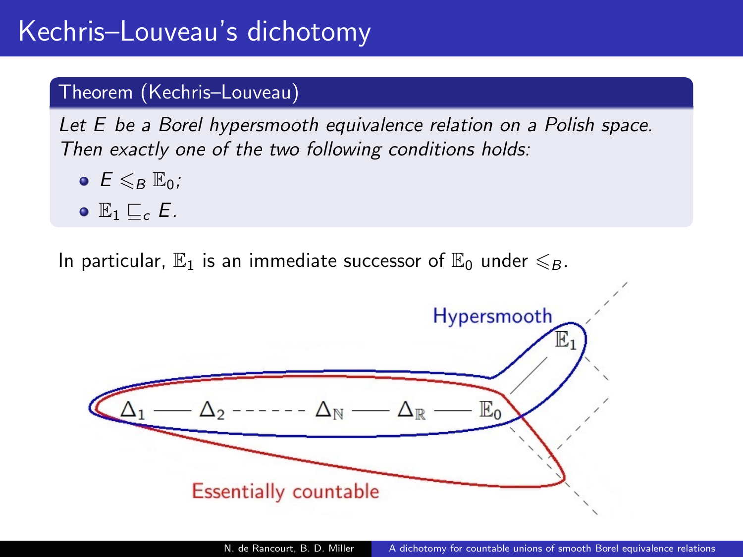# Kechris–Louveau's dichotomy

**Theorem (Kechris–Louveau)**

*Let $E$ be a Borel hypersmooth equivalence relation on a Polish space. Then exactly one of the two following conditions holds:*

- $E \leqslant_B \mathbb{E}_0$;
- $\mathbb{E}_1 \sqsubseteq_c E$.

In particular, $\mathbb{E}_1$ is an immediate successor of $\mathbb{E}_0$ under $\leqslant_B$.

Hypersmooth

$\mathbb{E}_1$

$\Delta_1$ —— $\Delta_2$ - - - - - - $\Delta_\mathbb{N}$ —— $\Delta_\mathbb{R}$ —— $\mathbb{E}_0$

Essentially countable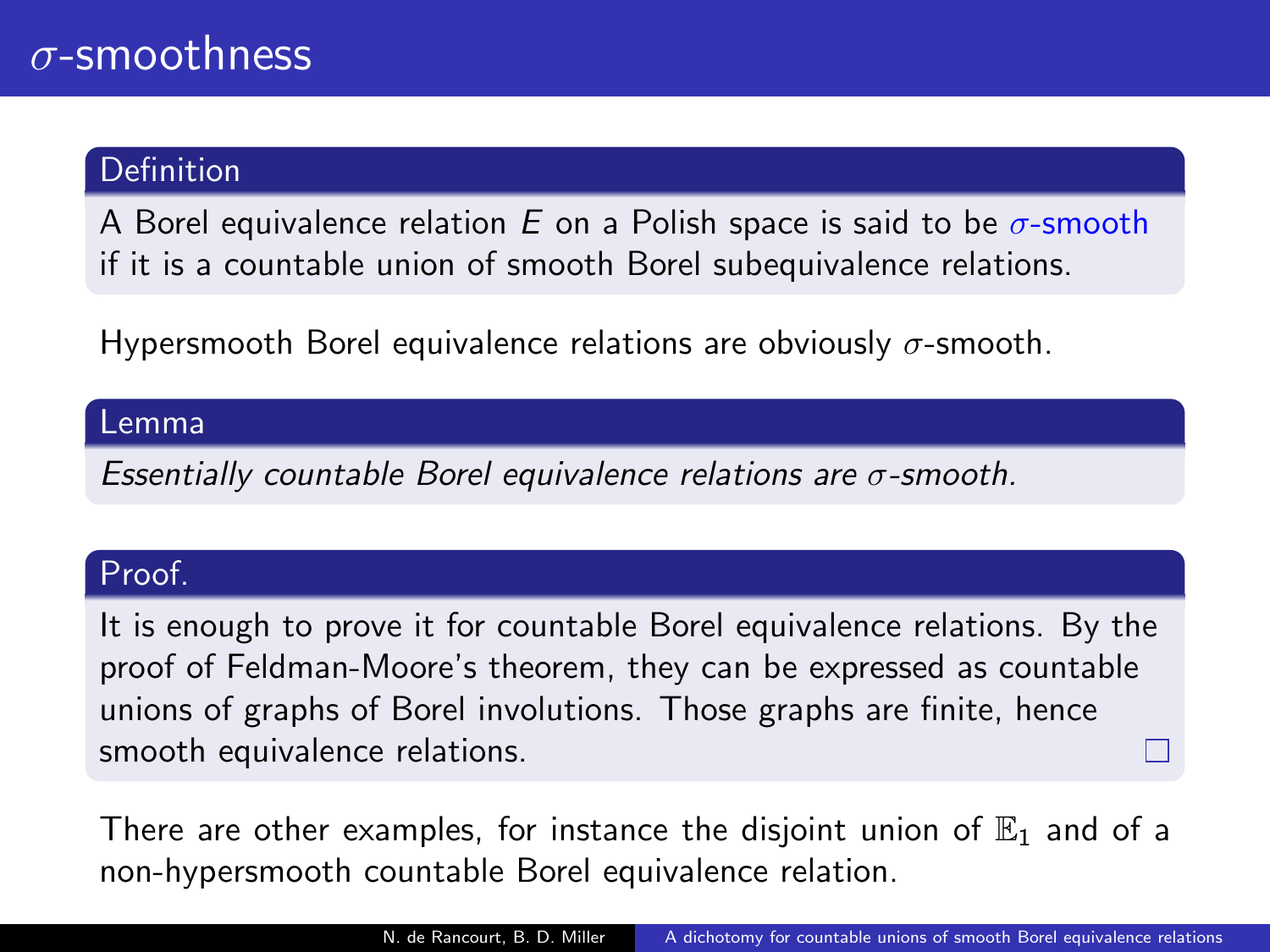# $\sigma$-smoothness

**Definition**

A Borel equivalence relation $E$ on a Polish space is said to be $\sigma$-smooth if it is a countable union of smooth Borel subequivalence relations.

Hypersmooth Borel equivalence relations are obviously $\sigma$-smooth.

**Lemma**

*Essentially countable Borel equivalence relations are $\sigma$-smooth.*

**Proof.**

It is enough to prove it for countable Borel equivalence relations. By the proof of Feldman-Moore's theorem, they can be expressed as countable unions of graphs of Borel involutions. Those graphs are finite, hence smooth equivalence relations. □

There are other examples, for instance the disjoint union of $\mathbb{E}_1$ and of a non-hypersmooth countable Borel equivalence relation.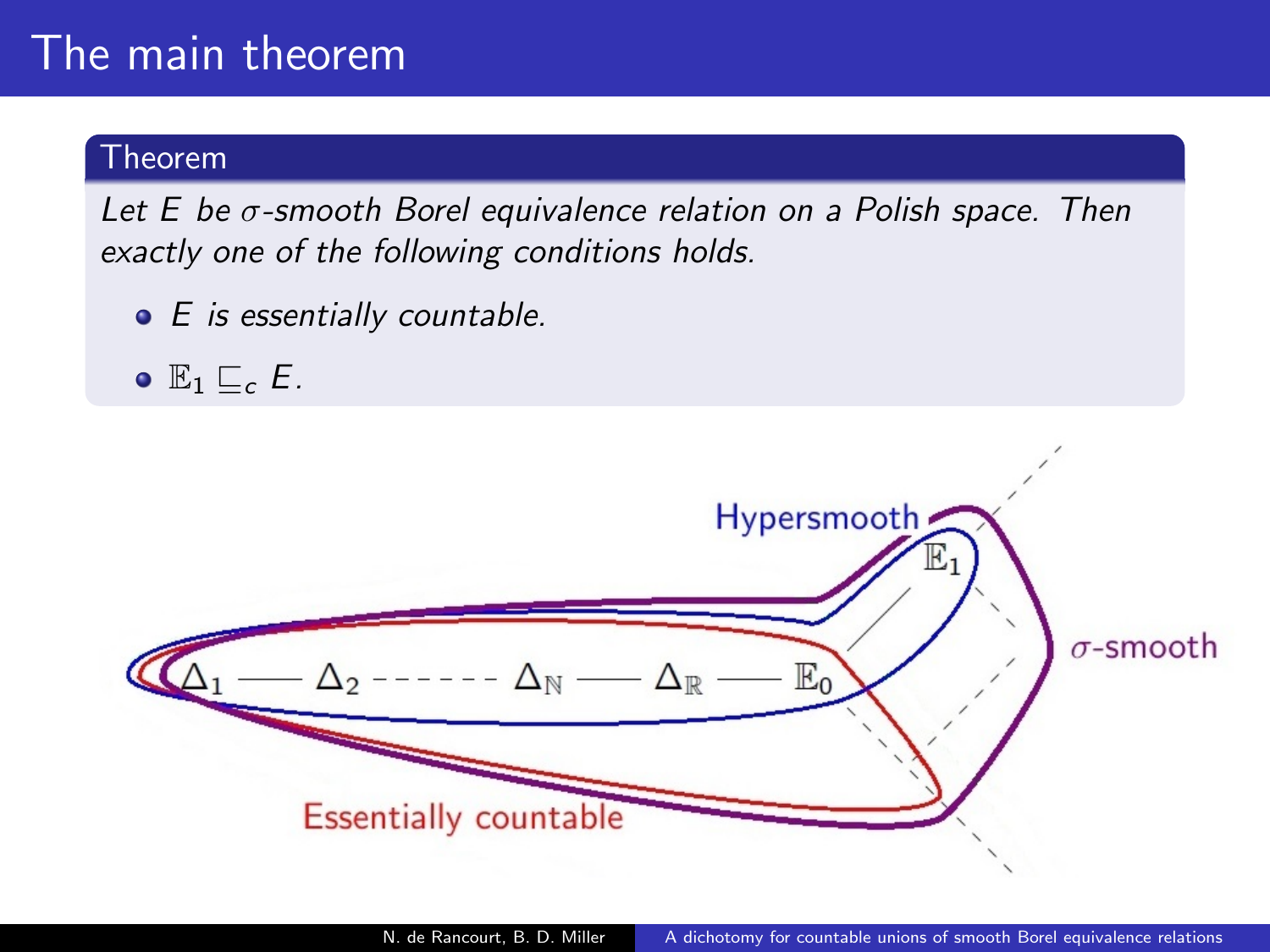# The main theorem

**Theorem**

*Let $E$ be $\sigma$-smooth Borel equivalence relation on a Polish space. Then exactly one of the following conditions holds.*

- *$E$ is essentially countable.*
- *$\mathbb{E}_1 \sqsubseteq_c E$.*

Hypersmooth

$\mathbb{E}_1$

$\sigma$-smooth

$\Delta_1$ —— $\Delta_2$ - - - - - - $\Delta_{\mathbb{N}}$ —— $\Delta_{\mathbb{R}}$ —— $\mathbb{E}_0$

Essentially countable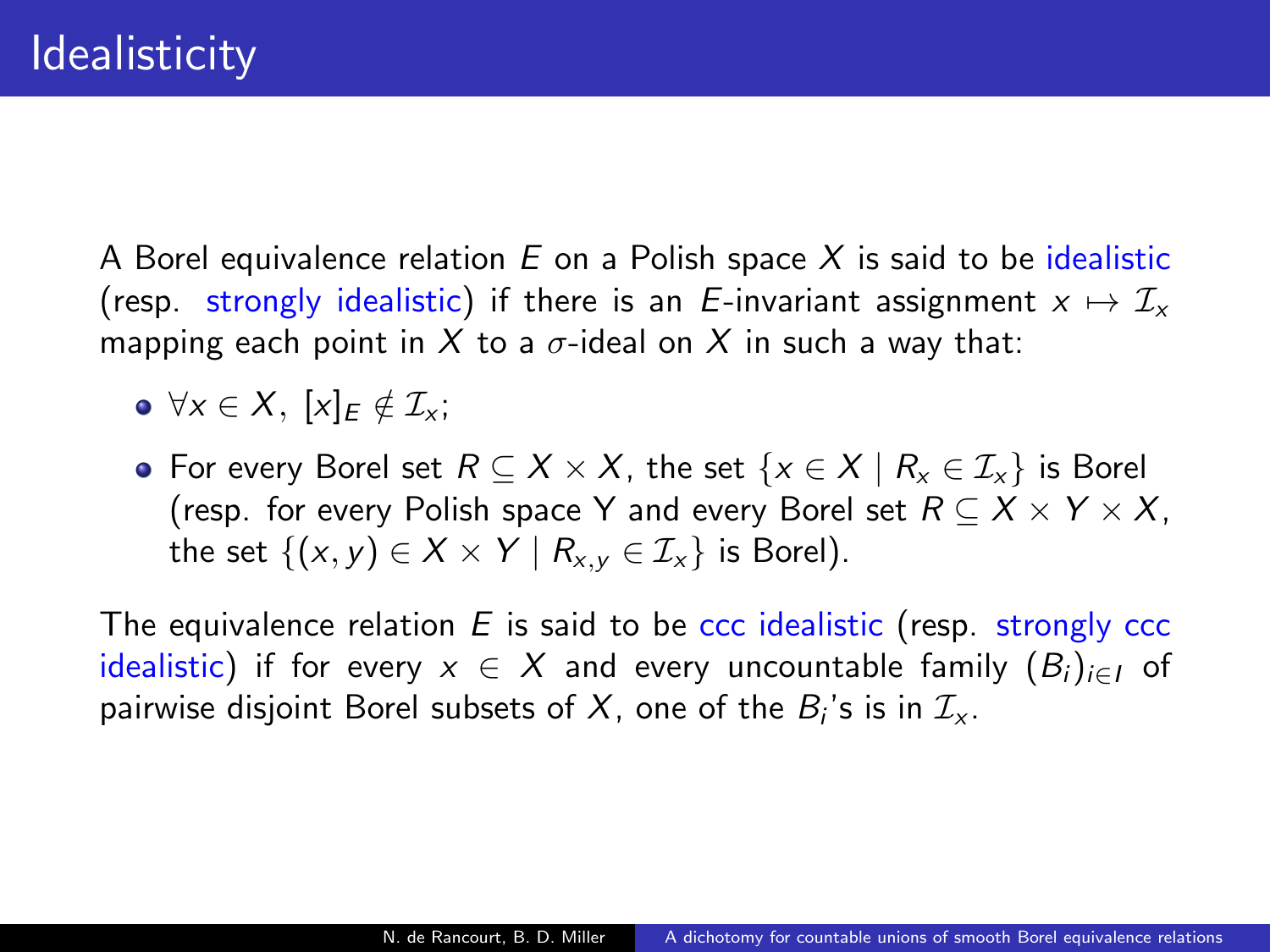# Idealisticity

A Borel equivalence relation $E$ on a Polish space $X$ is said to be idealistic (resp. strongly idealistic) if there is an $E$-invariant assignment $x \mapsto \mathcal{I}_x$ mapping each point in $X$ to a $\sigma$-ideal on $X$ in such a way that:

- $\forall x \in X,\ [x]_E \notin \mathcal{I}_x$;
- For every Borel set $R \subseteq X \times X$, the set $\{x \in X \mid R_x \in \mathcal{I}_x\}$ is Borel (resp. for every Polish space Y and every Borel set $R \subseteq X \times Y \times X$, the set $\{(x, y) \in X \times Y \mid R_{x,y} \in \mathcal{I}_x\}$ is Borel).

The equivalence relation $E$ is said to be ccc idealistic (resp. strongly ccc idealistic) if for every $x \in X$ and every uncountable family $(B_i)_{i \in I}$ of pairwise disjoint Borel subsets of $X$, one of the $B_i$'s is in $\mathcal{I}_x$.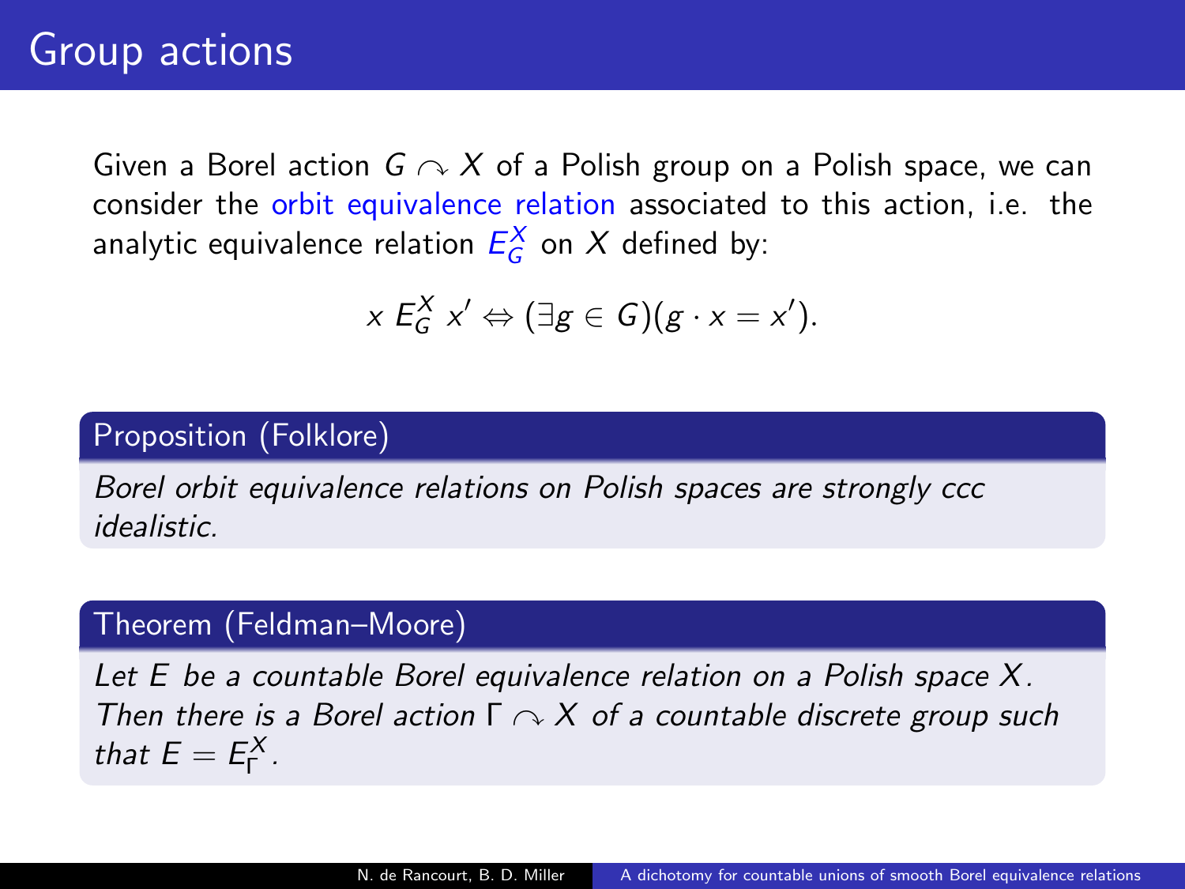# Group actions

Given a Borel action $G \curvearrowright X$ of a Polish group on a Polish space, we can consider the orbit equivalence relation associated to this action, i.e. the analytic equivalence relation $E_G^X$ on $X$ defined by:

$$x \, E_G^X \, x' \Leftrightarrow (\exists g \in G)(g \cdot x = x').$$

**Proposition (Folklore)**

*Borel orbit equivalence relations on Polish spaces are strongly ccc idealistic.*

**Theorem (Feldman–Moore)**

*Let $E$ be a countable Borel equivalence relation on a Polish space $X$. Then there is a Borel action $\Gamma \curvearrowright X$ of a countable discrete group such that $E = E_\Gamma^X$.*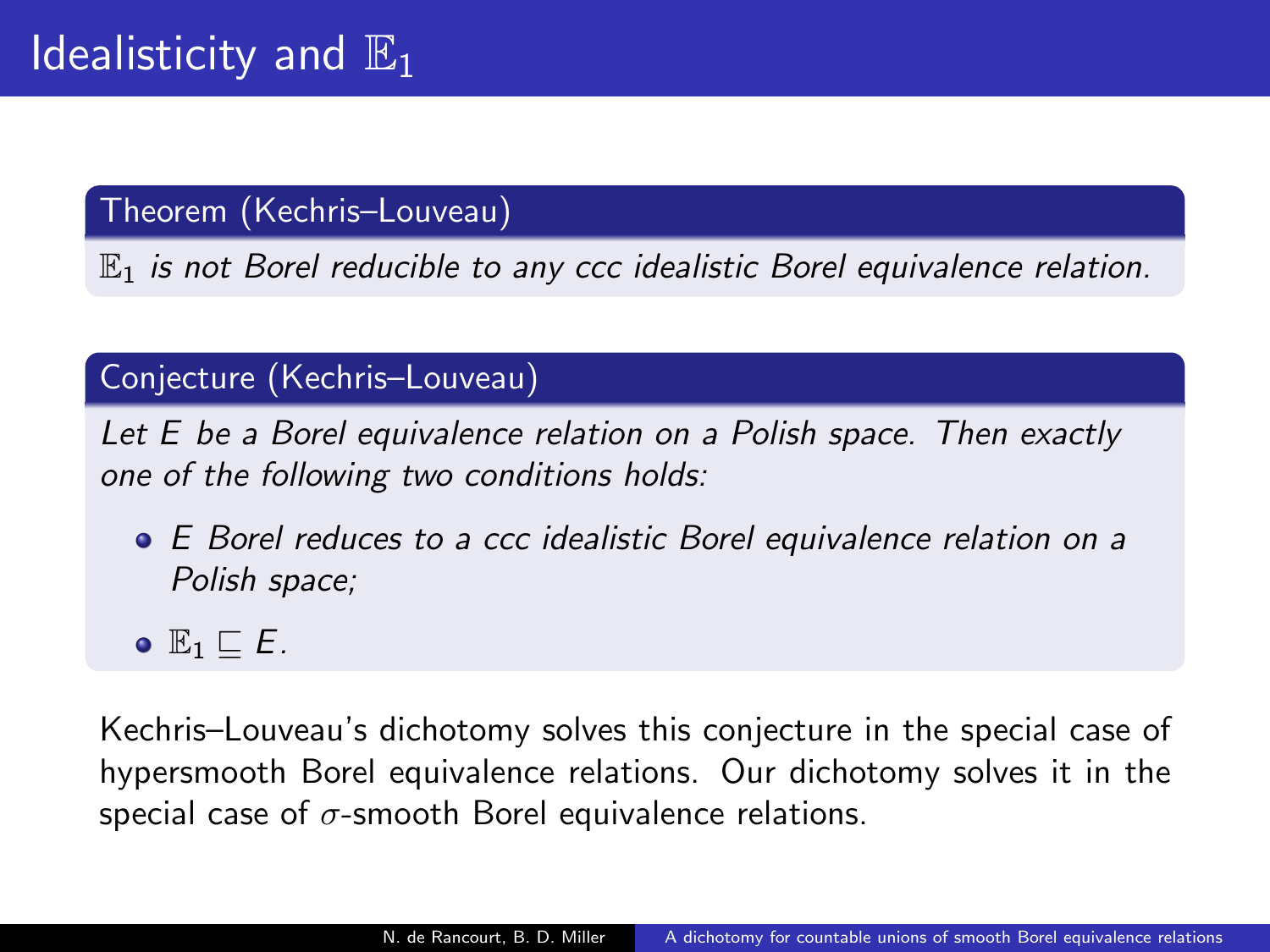# Idealisticity and $\mathbb{E}_1$

**Theorem (Kechris–Louveau)**

*$\mathbb{E}_1$ is not Borel reducible to any ccc idealistic Borel equivalence relation.*

**Conjecture (Kechris–Louveau)**

*Let $E$ be a Borel equivalence relation on a Polish space. Then exactly one of the following two conditions holds:*

- *$E$ Borel reduces to a ccc idealistic Borel equivalence relation on a Polish space;*
- *$\mathbb{E}_1 \sqsubseteq E$.*

Kechris–Louveau's dichotomy solves this conjecture in the special case of hypersmooth Borel equivalence relations. Our dichotomy solves it in the special case of $\sigma$-smooth Borel equivalence relations.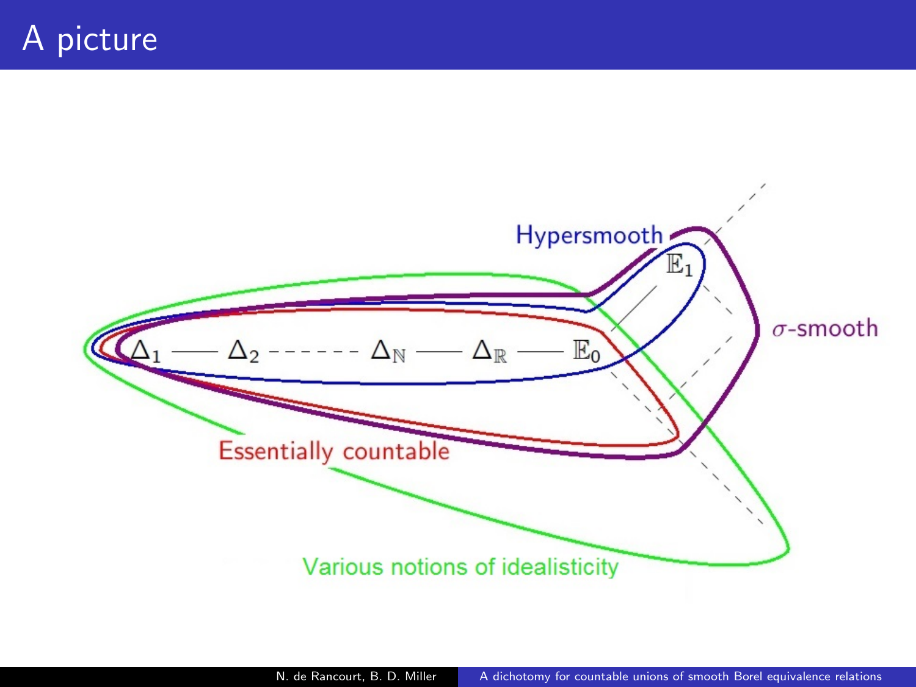# A picture

Hypersmooth

$\mathbb{E}_1$

$\sigma$-smooth

$\Delta_1$ —— $\Delta_2$ - - - - - - $\Delta_{\mathbb{N}}$ —— $\Delta_{\mathbb{R}}$ —— $\mathbb{E}_0$

Essentially countable

Various notions of idealisticity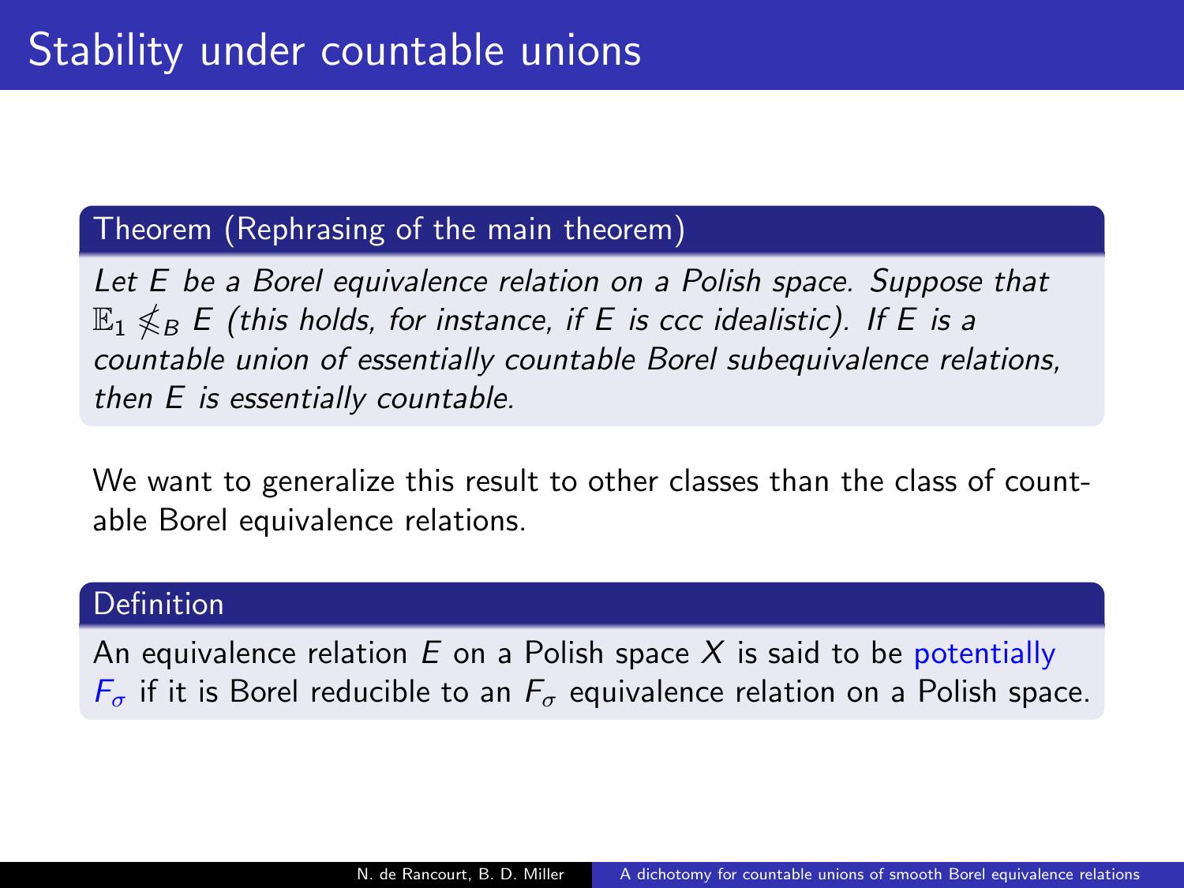# Stability under countable unions

**Theorem (Rephrasing of the main theorem)**

*Let $E$ be a Borel equivalence relation on a Polish space. Suppose that $\mathbb{E}_1 \not\leq_B E$ (this holds, for instance, if $E$ is ccc idealistic). If $E$ is a countable union of essentially countable Borel subequivalence relations, then $E$ is essentially countable.*

We want to generalize this result to other classes than the class of countable Borel equivalence relations.

**Definition**

An equivalence relation $E$ on a Polish space $X$ is said to be potentially $F_\sigma$ if it is Borel reducible to an $F_\sigma$ equivalence relation on a Polish space.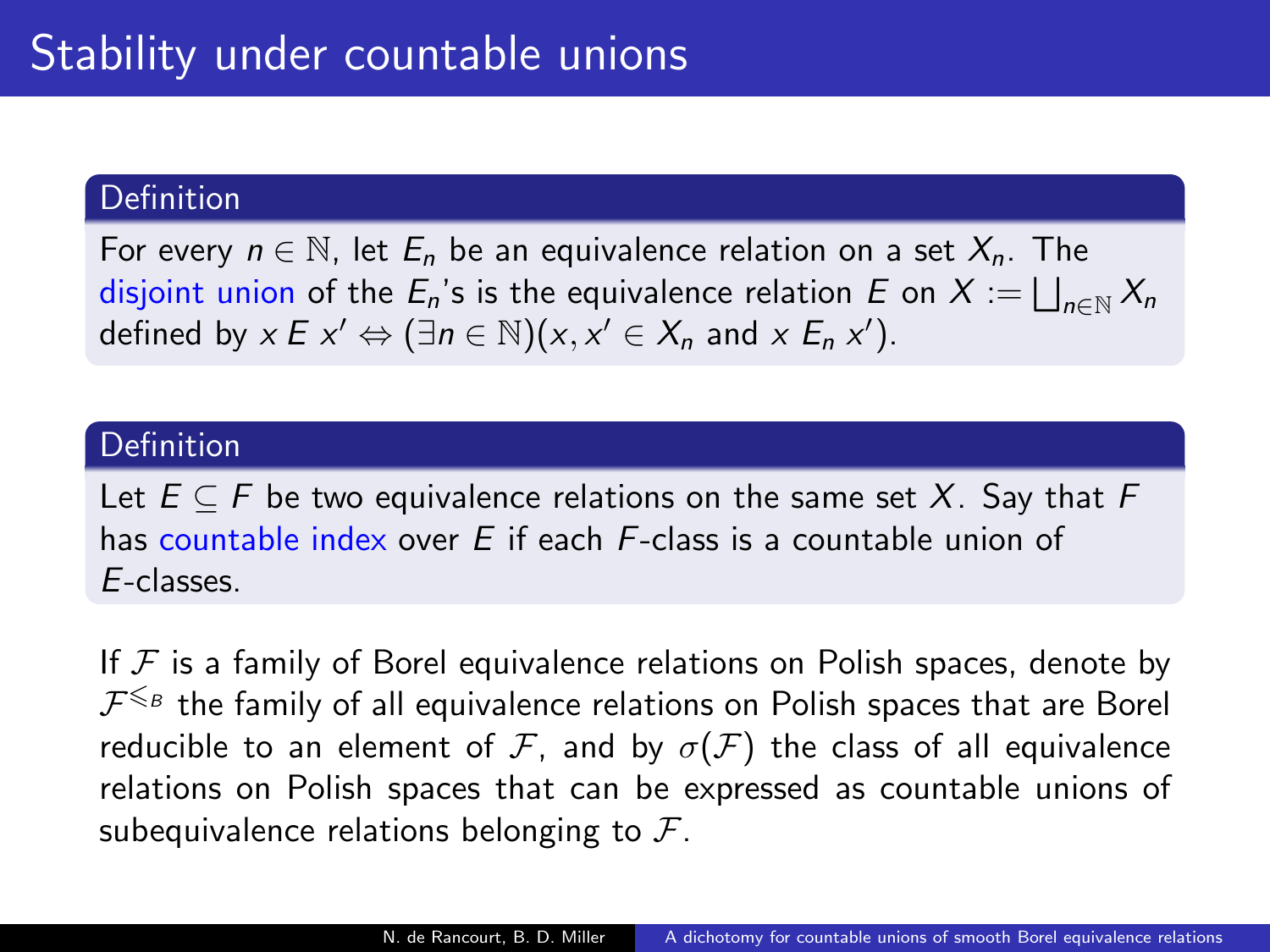# Stability under countable unions

**Definition**

For every $n \in \mathbb{N}$, let $E_n$ be an equivalence relation on a set $X_n$. The disjoint union of the $E_n$'s is the equivalence relation $E$ on $X := \bigsqcup_{n \in \mathbb{N}} X_n$ defined by $x \mathrel{E} x' \Leftrightarrow (\exists n \in \mathbb{N})(x, x' \in X_n \text{ and } x \mathrel{E_n} x')$.

**Definition**

Let $E \subseteq F$ be two equivalence relations on the same set $X$. Say that $F$ has countable index over $E$ if each $F$-class is a countable union of $E$-classes.

If $\mathcal{F}$ is a family of Borel equivalence relations on Polish spaces, denote by $\mathcal{F}^{\leqslant_B}$ the family of all equivalence relations on Polish spaces that are Borel reducible to an element of $\mathcal{F}$, and by $\sigma(\mathcal{F})$ the class of all equivalence relations on Polish spaces that can be expressed as countable unions of subequivalence relations belonging to $\mathcal{F}$.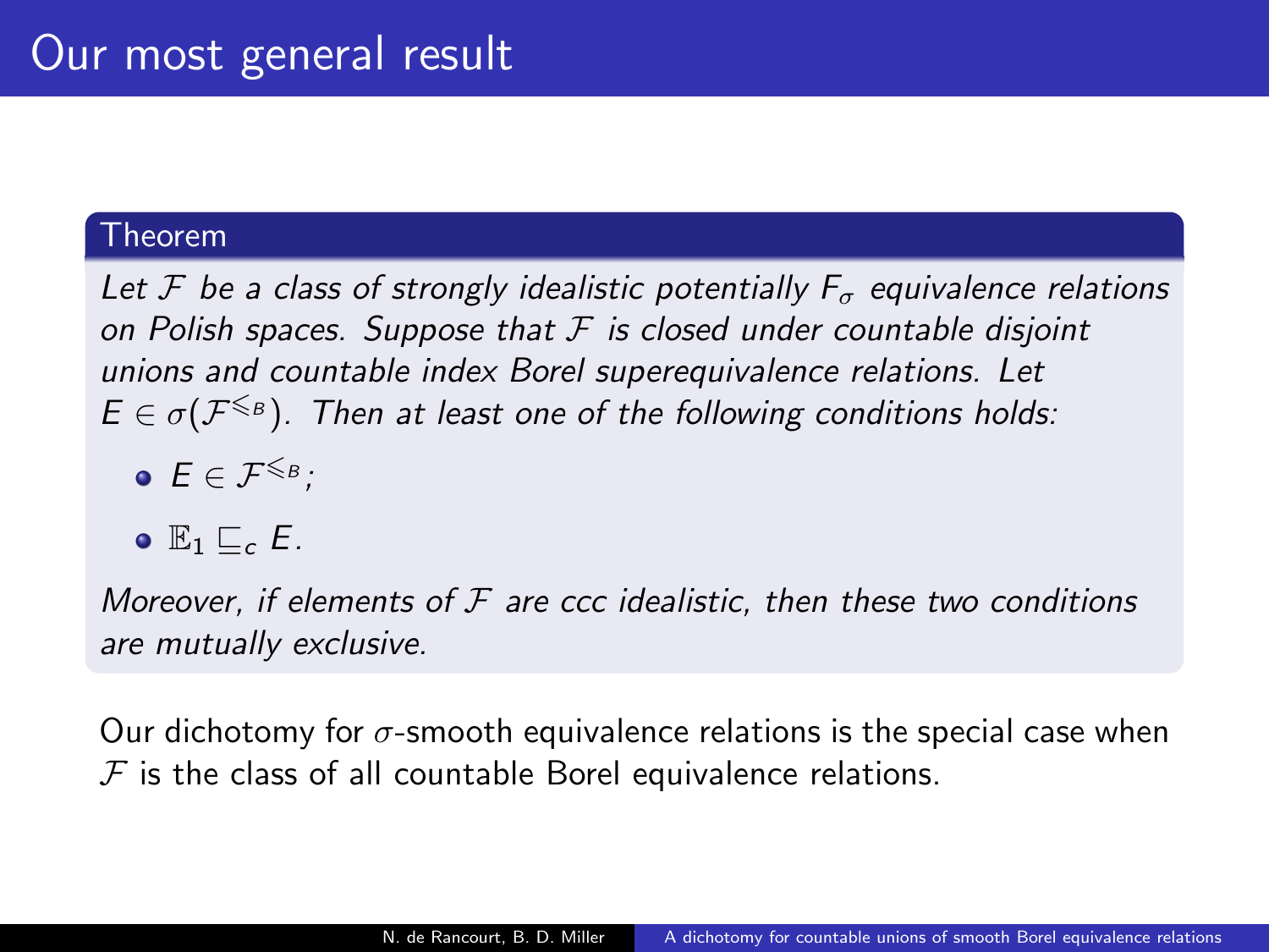# Our most general result

**Theorem**

*Let $\mathcal{F}$ be a class of strongly idealistic potentially $F_\sigma$ equivalence relations on Polish spaces. Suppose that $\mathcal{F}$ is closed under countable disjoint unions and countable index Borel superequivalence relations. Let $E \in \sigma(\mathcal{F}^{\leqslant_B})$. Then at least one of the following conditions holds:*

- $E \in \mathcal{F}^{\leqslant_B}$;
- $\mathbb{E}_1 \sqsubseteq_c E$.

*Moreover, if elements of $\mathcal{F}$ are ccc idealistic, then these two conditions are mutually exclusive.*

Our dichotomy for $\sigma$-smooth equivalence relations is the special case when $\mathcal{F}$ is the class of all countable Borel equivalence relations.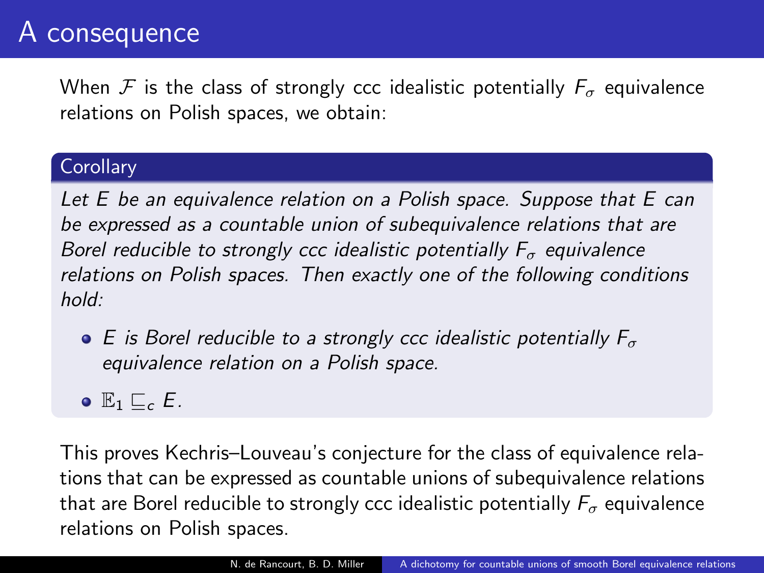# A consequence

When $\mathcal{F}$ is the class of strongly ccc idealistic potentially $F_\sigma$ equivalence relations on Polish spaces, we obtain:

**Corollary**

*Let $E$ be an equivalence relation on a Polish space. Suppose that $E$ can be expressed as a countable union of subequivalence relations that are Borel reducible to strongly ccc idealistic potentially $F_\sigma$ equivalence relations on Polish spaces. Then exactly one of the following conditions hold:*

- *$E$ is Borel reducible to a strongly ccc idealistic potentially $F_\sigma$ equivalence relation on a Polish space.*
- *$\mathbb{E}_1 \sqsubseteq_c E$.*

This proves Kechris–Louveau's conjecture for the class of equivalence relations that can be expressed as countable unions of subequivalence relations that are Borel reducible to strongly ccc idealistic potentially $F_\sigma$ equivalence relations on Polish spaces.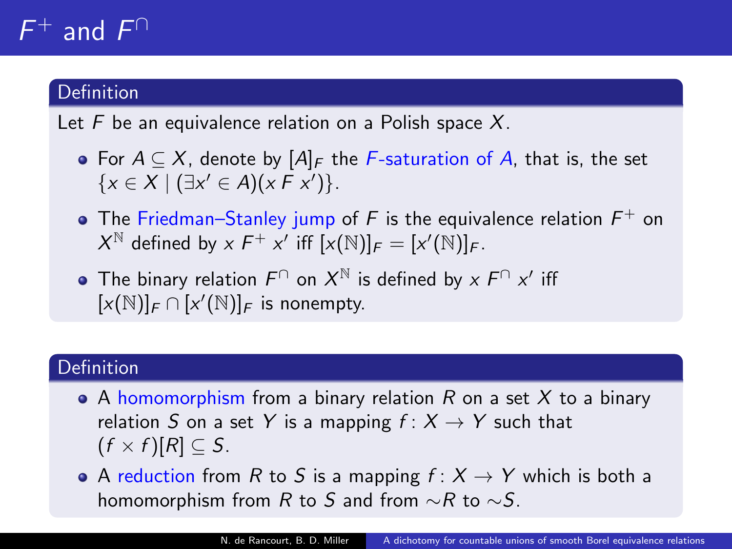# $F^+$ and $F^\cap$

### Definition

Let $F$ be an equivalence relation on a Polish space $X$.

- For $A \subseteq X$, denote by $[A]_F$ the *$F$-saturation of $A$*, that is, the set $\{x \in X \mid (\exists x' \in A)(x \, F \, x')\}$.
- The *Friedman–Stanley jump* of $F$ is the equivalence relation $F^+$ on $X^\mathbb{N}$ defined by $x \; F^+ \; x'$ iff $[x(\mathbb{N})]_F = [x'(\mathbb{N})]_F$.
- The binary relation $F^\cap$ on $X^\mathbb{N}$ is defined by $x \; F^\cap \; x'$ iff $[x(\mathbb{N})]_F \cap [x'(\mathbb{N})]_F$ is nonempty.

### Definition

- A *homomorphism* from a binary relation $R$ on a set $X$ to a binary relation $S$ on a set $Y$ is a mapping $f \colon X \to Y$ such that $(f \times f)[R] \subseteq S$.
- A *reduction* from $R$ to $S$ is a mapping $f \colon X \to Y$ which is both a homomorphism from $R$ to $S$ and from $\sim R$ to $\sim S$.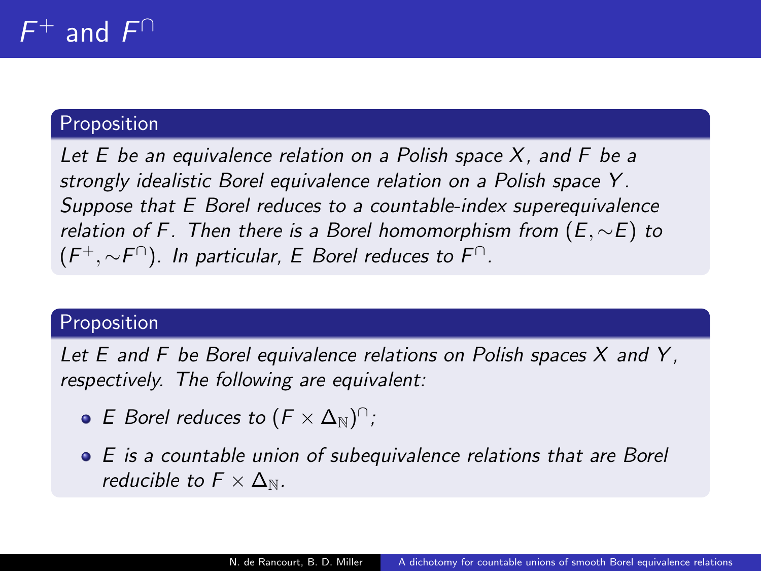# $F^+$ and $F^\cap$

**Proposition**

*Let $E$ be an equivalence relation on a Polish space $X$, and $F$ be a strongly idealistic Borel equivalence relation on a Polish space $Y$. Suppose that $E$ Borel reduces to a countable-index superequivalence relation of $F$. Then there is a Borel homomorphism from $(E, {\sim}E)$ to $(F^+, {\sim}F^\cap)$. In particular, $E$ Borel reduces to $F^\cap$.*

**Proposition**

*Let $E$ and $F$ be Borel equivalence relations on Polish spaces $X$ and $Y$, respectively. The following are equivalent:*

- *$E$ Borel reduces to $(F \times \Delta_{\mathbb{N}})^\cap$;*
- *$E$ is a countable union of subequivalence relations that are Borel reducible to $F \times \Delta_{\mathbb{N}}$.*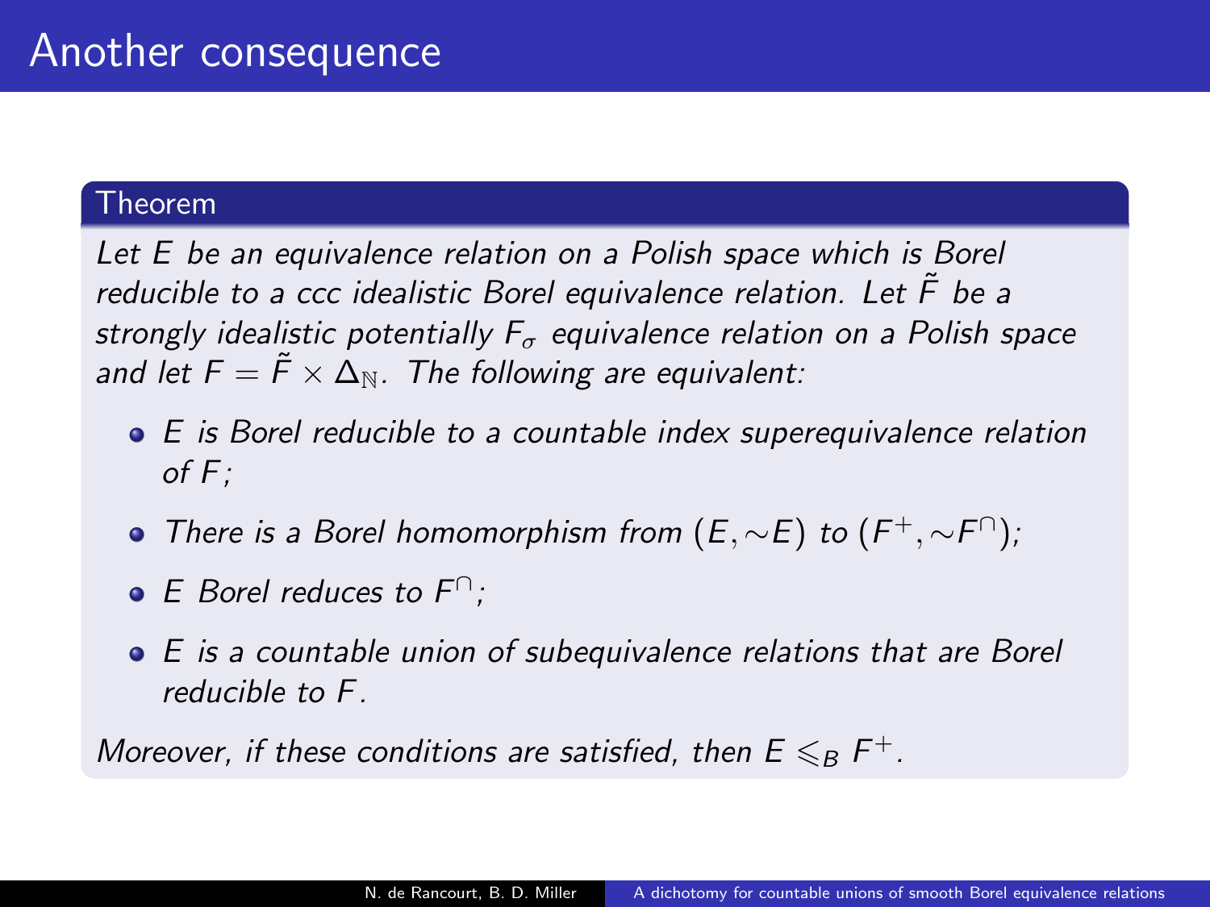# Another consequence

**Theorem**

*Let $E$ be an equivalence relation on a Polish space which is Borel reducible to a ccc idealistic Borel equivalence relation. Let $\tilde{F}$ be a strongly idealistic potentially $F_\sigma$ equivalence relation on a Polish space and let $F = \tilde{F} \times \Delta_{\mathbb{N}}$. The following are equivalent:*

- *$E$ is Borel reducible to a countable index superequivalence relation of $F$;*
- *There is a Borel homomorphism from $(E, \sim E)$ to $(F^+, \sim F^\cap)$;*
- *$E$ Borel reduces to $F^\cap$;*
- *$E$ is a countable union of subequivalence relations that are Borel reducible to $F$.*

*Moreover, if these conditions are satisfied, then $E \leqslant_B F^+$.*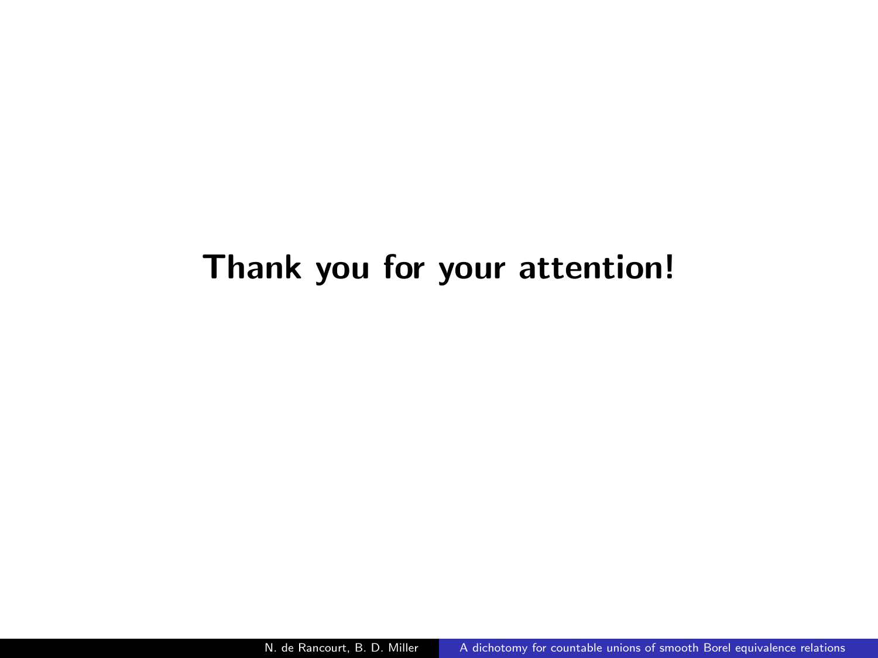**Thank you for your attention!**